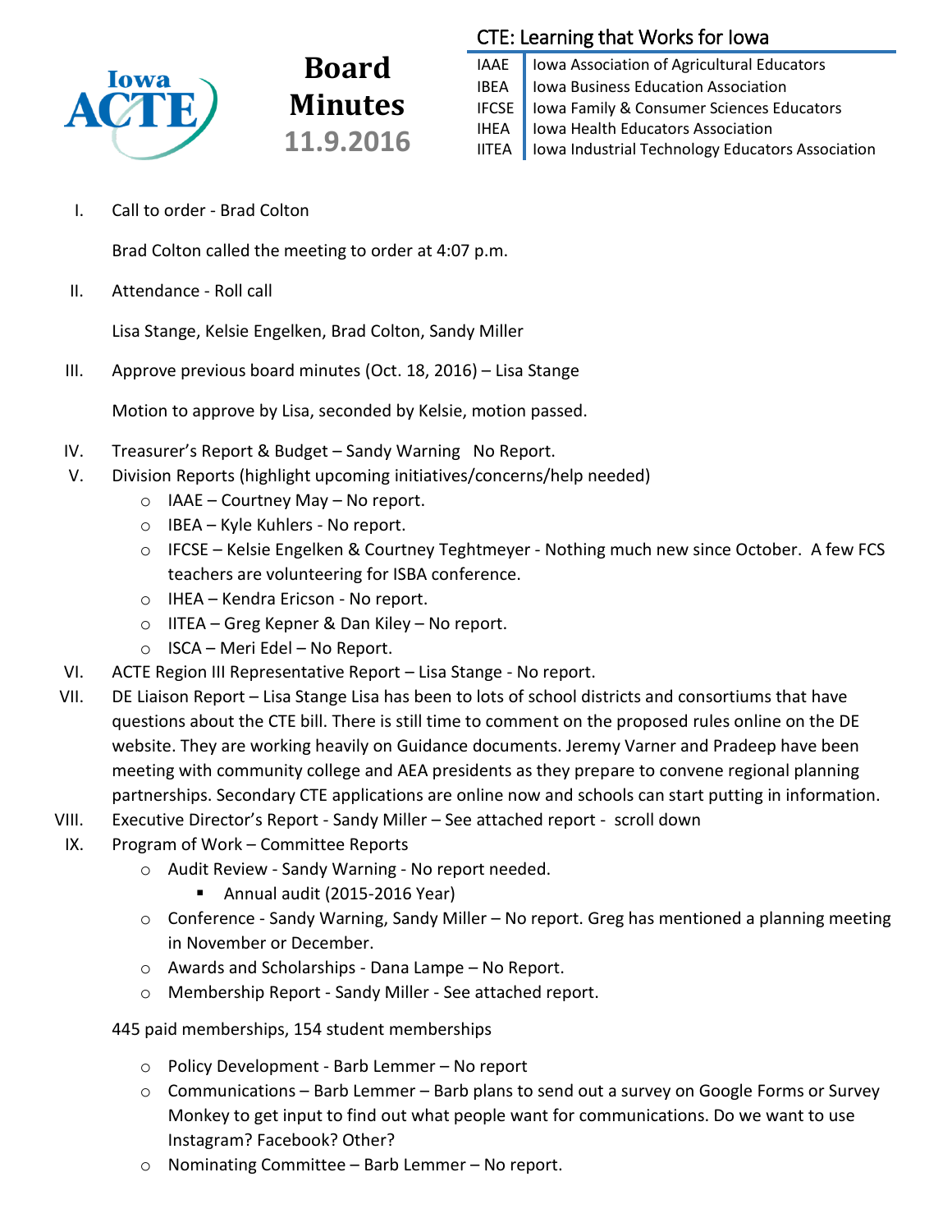# Board Minutes 11.9.2016

**Iowa ACTE**

## CTE: Learning that Works for Iowa

| | |
|---|---|
| IAAE | Iowa Association of Agricultural Educators |
| IBEA | Iowa Business Education Association |
| IFCSE | Iowa Family & Consumer Sciences Educators |
| IHEA | Iowa Health Educators Association |
| IITEA | Iowa Industrial Technology Educators Association |

I. Call to order - Brad Colton

   Brad Colton called the meeting to order at 4:07 p.m.

II. Attendance - Roll call

   Lisa Stange, Kelsie Engelken, Brad Colton, Sandy Miller

III. Approve previous board minutes (Oct. 18, 2016) – Lisa Stange

   Motion to approve by Lisa, seconded by Kelsie, motion passed.

IV. Treasurer's Report & Budget – Sandy Warning No Report.

V. Division Reports (highlight upcoming initiatives/concerns/help needed)
   - IAAE – Courtney May – No report.
   - IBEA – Kyle Kuhlers - No report.
   - IFCSE – Kelsie Engelken & Courtney Teghtmeyer - Nothing much new since October. A few FCS teachers are volunteering for ISBA conference.
   - IHEA – Kendra Ericson - No report.
   - IITEA – Greg Kepner & Dan Kiley – No report.
   - ISCA – Meri Edel – No Report.

VI. ACTE Region III Representative Report – Lisa Stange - No report.

VII. DE Liaison Report – Lisa Stange Lisa has been to lots of school districts and consortiums that have questions about the CTE bill. There is still time to comment on the proposed rules online on the DE website. They are working heavily on Guidance documents. Jeremy Varner and Pradeep have been meeting with community college and AEA presidents as they prepare to convene regional planning partnerships. Secondary CTE applications are online now and schools can start putting in information.

VIII. Executive Director's Report - Sandy Miller – See attached report - scroll down

IX. Program of Work – Committee Reports
   - Audit Review - Sandy Warning - No report needed.
     - Annual audit (2015-2016 Year)
   - Conference - Sandy Warning, Sandy Miller – No report. Greg has mentioned a planning meeting in November or December.
   - Awards and Scholarships - Dana Lampe – No Report.
   - Membership Report - Sandy Miller - See attached report.

   445 paid memberships, 154 student memberships

   - Policy Development - Barb Lemmer – No report
   - Communications – Barb Lemmer – Barb plans to send out a survey on Google Forms or Survey Monkey to get input to find out what people want for communications. Do we want to use Instagram? Facebook? Other?
   - Nominating Committee – Barb Lemmer – No report.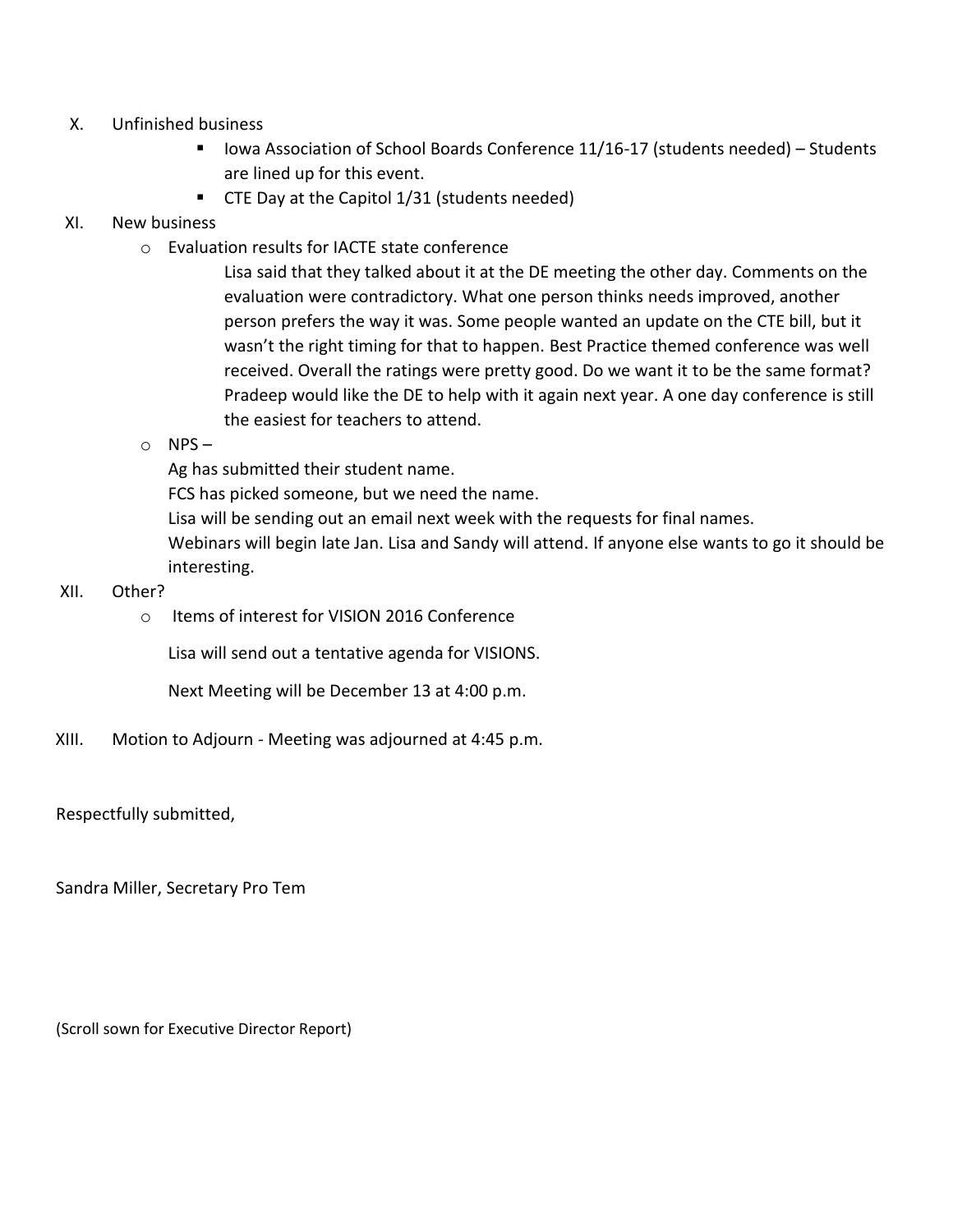X. Unfinished business

- Iowa Association of School Boards Conference 11/16-17 (students needed) – Students are lined up for this event.
- CTE Day at the Capitol 1/31 (students needed)

XI. New business

- Evaluation results for IACTE state conference

  Lisa said that they talked about it at the DE meeting the other day. Comments on the evaluation were contradictory. What one person thinks needs improved, another person prefers the way it was. Some people wanted an update on the CTE bill, but it wasn't the right timing for that to happen. Best Practice themed conference was well received. Overall the ratings were pretty good. Do we want it to be the same format? Pradeep would like the DE to help with it again next year. A one day conference is still the easiest for teachers to attend.

- NPS –

  Ag has submitted their student name.

  FCS has picked someone, but we need the name.

  Lisa will be sending out an email next week with the requests for final names.

  Webinars will begin late Jan. Lisa and Sandy will attend. If anyone else wants to go it should be interesting.

XII. Other?

- Items of interest for VISION 2016 Conference

  Lisa will send out a tentative agenda for VISIONS.

  Next Meeting will be December 13 at 4:00 p.m.

XIII. Motion to Adjourn - Meeting was adjourned at 4:45 p.m.

Respectfully submitted,

Sandra Miller, Secretary Pro Tem

(Scroll sown for Executive Director Report)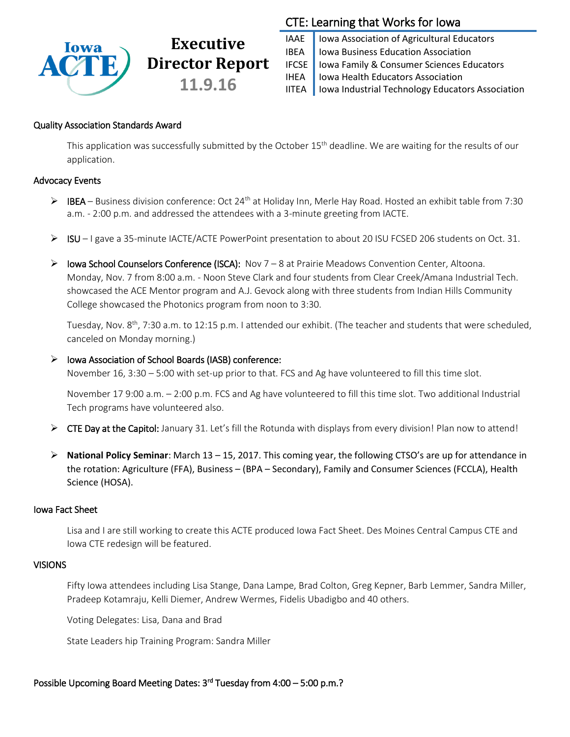Iowa ACTE

# Executive Director Report

**11.9.16**

## CTE: Learning that Works for Iowa

| | |
|---|---|
| IAAE | Iowa Association of Agricultural Educators |
| IBEA | Iowa Business Education Association |
| IFCSE | Iowa Family & Consumer Sciences Educators |
| IHEA | Iowa Health Educators Association |
| IITEA | Iowa Industrial Technology Educators Association |

### Quality Association Standards Award

This application was successfully submitted by the October 15th deadline. We are waiting for the results of our application.

### Advocacy Events

- IBEA – Business division conference: Oct 24th at Holiday Inn, Merle Hay Road. Hosted an exhibit table from 7:30 a.m. - 2:00 p.m. and addressed the attendees with a 3-minute greeting from IACTE.
- ISU – I gave a 35-minute IACTE/ACTE PowerPoint presentation to about 20 ISU FCSED 206 students on Oct. 31.
- Iowa School Counselors Conference (ISCA): Nov 7 – 8 at Prairie Meadows Convention Center, Altoona. Monday, Nov. 7 from 8:00 a.m. - Noon Steve Clark and four students from Clear Creek/Amana Industrial Tech. showcased the ACE Mentor program and A.J. Gevock along with three students from Indian Hills Community College showcased the Photonics program from noon to 3:30.

  Tuesday, Nov. 8th, 7:30 a.m. to 12:15 p.m. I attended our exhibit. (The teacher and students that were scheduled, canceled on Monday morning.)
- Iowa Association of School Boards (IASB) conference:
  November 16, 3:30 – 5:00 with set-up prior to that. FCS and Ag have volunteered to fill this time slot.

  November 17 9:00 a.m. – 2:00 p.m. FCS and Ag have volunteered to fill this time slot. Two additional Industrial Tech programs have volunteered also.
- CTE Day at the Capitol: January 31. Let's fill the Rotunda with displays from every division! Plan now to attend!
- **National Policy Seminar**: March 13 – 15, 2017. This coming year, the following CTSO's are up for attendance in the rotation: Agriculture (FFA), Business – (BPA – Secondary), Family and Consumer Sciences (FCCLA), Health Science (HOSA).

### Iowa Fact Sheet

Lisa and I are still working to create this ACTE produced Iowa Fact Sheet. Des Moines Central Campus CTE and Iowa CTE redesign will be featured.

### VISIONS

Fifty Iowa attendees including Lisa Stange, Dana Lampe, Brad Colton, Greg Kepner, Barb Lemmer, Sandra Miller, Pradeep Kotamraju, Kelli Diemer, Andrew Wermes, Fidelis Ubadigbo and 40 others.

Voting Delegates: Lisa, Dana and Brad

State Leaders hip Training Program: Sandra Miller

### Possible Upcoming Board Meeting Dates: 3rd Tuesday from 4:00 – 5:00 p.m.?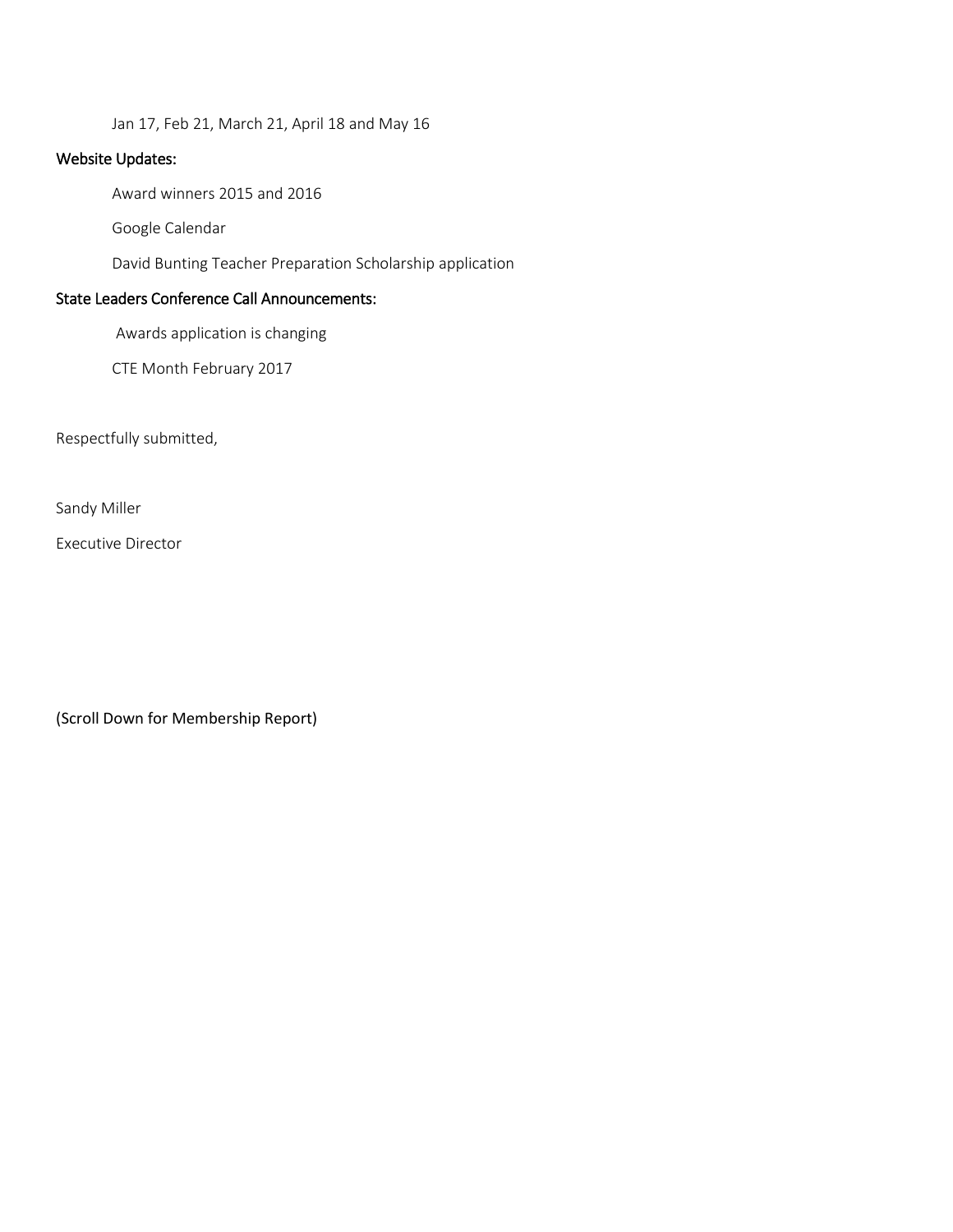Jan 17, Feb 21, March 21, April 18 and May 16

### Website Updates:

Award winners 2015 and 2016

Google Calendar

David Bunting Teacher Preparation Scholarship application

### State Leaders Conference Call Announcements:

Awards application is changing

CTE Month February 2017

Respectfully submitted,

Sandy Miller

Executive Director

(Scroll Down for Membership Report)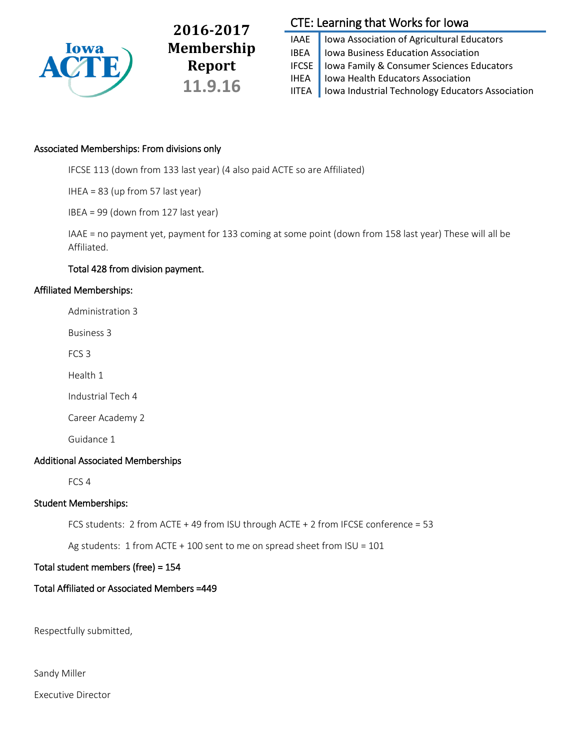# 2016-2017 Membership Report

**11.9.16**

## CTE: Learning that Works for Iowa

| | |
|---|---|
| IAAE | Iowa Association of Agricultural Educators |
| IBEA | Iowa Business Education Association |
| IFCSE | Iowa Family & Consumer Sciences Educators |
| IHEA | Iowa Health Educators Association |
| IITEA | Iowa Industrial Technology Educators Association |

### Associated Memberships: From divisions only

IFCSE 113 (down from 133 last year) (4 also paid ACTE so are Affiliated)

IHEA = 83 (up from 57 last year)

IBEA = 99 (down from 127 last year)

IAAE = no payment yet, payment for 133 coming at some point (down from 158 last year) These will all be Affiliated.

Total 428 from division payment.

### Affiliated Memberships:

Administration 3

Business 3

FCS 3

Health 1

Industrial Tech 4

Career Academy 2

Guidance 1

### Additional Associated Memberships

FCS 4

### Student Memberships:

FCS students: 2 from ACTE + 49 from ISU through ACTE + 2 from IFCSE conference = 53

Ag students: 1 from ACTE + 100 sent to me on spread sheet from ISU = 101

### Total student members (free) = 154

### Total Affiliated or Associated Members =449

Respectfully submitted,

Sandy Miller

Executive Director